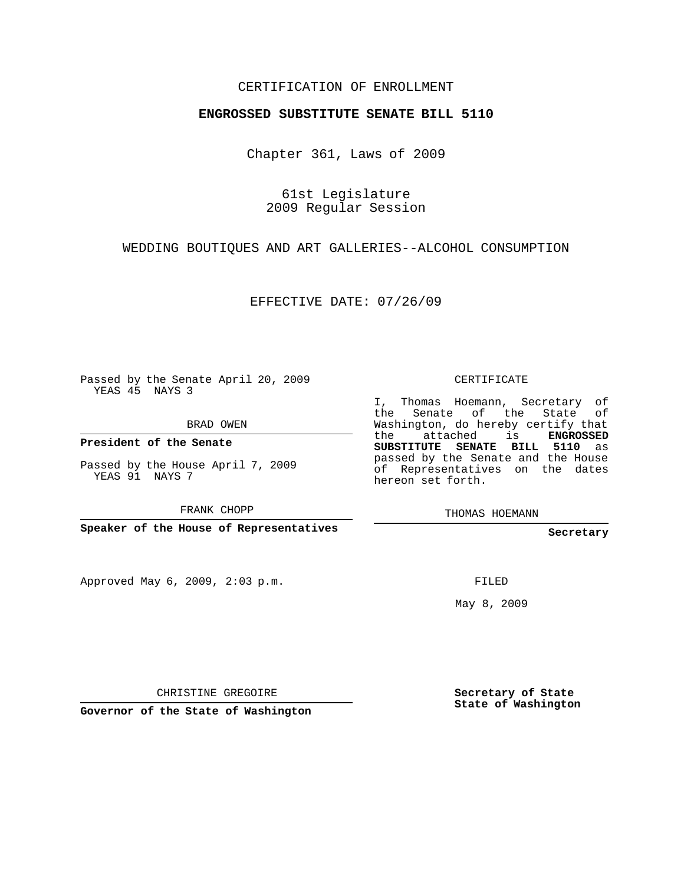CERTIFICATION OF ENROLLMENT

**ENGROSSED SUBSTITUTE SENATE BILL 5110**

Chapter 361, Laws of 2009

61st Legislature
2009 Regular Session

WEDDING BOUTIQUES AND ART GALLERIES--ALCOHOL CONSUMPTION

EFFECTIVE DATE: 07/26/09

Passed by the Senate April 20, 2009
YEAS 45 NAYS 3

BRAD OWEN

**President of the Senate**

Passed by the House April 7, 2009
YEAS 91 NAYS 7

FRANK CHOPP

**Speaker of the House of Representatives**

Approved May 6, 2009, 2:03 p.m.

CHRISTINE GREGOIRE

**Governor of the State of Washington**

CERTIFICATE

I, Thomas Hoemann, Secretary of the Senate of the State of Washington, do hereby certify that the attached is **ENGROSSED SUBSTITUTE SENATE BILL 5110** as passed by the Senate and the House of Representatives on the dates hereon set forth.

THOMAS HOEMANN

**Secretary**

FILED

May 8, 2009

**Secretary of State**
**State of Washington**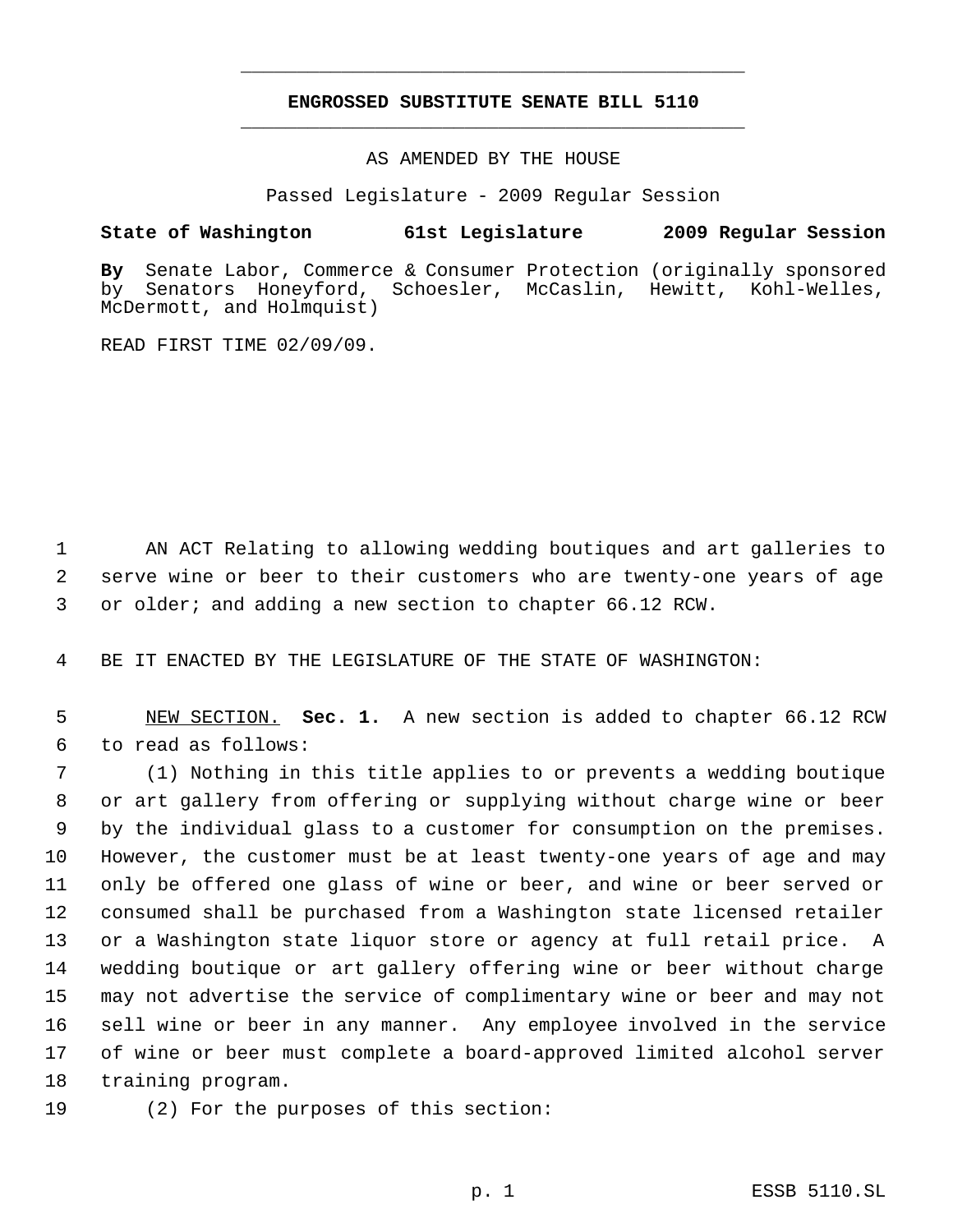# ENGROSSED SUBSTITUTE SENATE BILL 5110

AS AMENDED BY THE HOUSE

Passed Legislature - 2009 Regular Session

**State of Washington 61st Legislature 2009 Regular Session**

**By** Senate Labor, Commerce & Consumer Protection (originally sponsored by Senators Honeyford, Schoesler, McCaslin, Hewitt, Kohl-Welles, McDermott, and Holmquist)

READ FIRST TIME 02/09/09.

AN ACT Relating to allowing wedding boutiques and art galleries to serve wine or beer to their customers who are twenty-one years of age or older; and adding a new section to chapter 66.12 RCW.

BE IT ENACTED BY THE LEGISLATURE OF THE STATE OF WASHINGTON:

NEW SECTION. **Sec. 1.** A new section is added to chapter 66.12 RCW to read as follows:

(1) Nothing in this title applies to or prevents a wedding boutique or art gallery from offering or supplying without charge wine or beer by the individual glass to a customer for consumption on the premises. However, the customer must be at least twenty-one years of age and may only be offered one glass of wine or beer, and wine or beer served or consumed shall be purchased from a Washington state licensed retailer or a Washington state liquor store or agency at full retail price. A wedding boutique or art gallery offering wine or beer without charge may not advertise the service of complimentary wine or beer and may not sell wine or beer in any manner. Any employee involved in the service of wine or beer must complete a board-approved limited alcohol server training program.

(2) For the purposes of this section: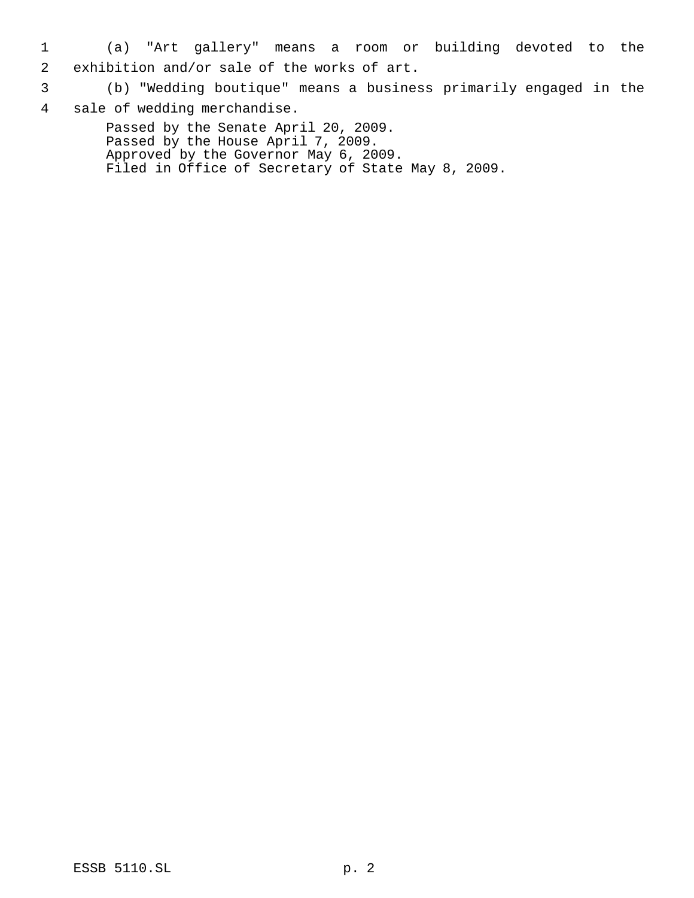(a) "Art gallery" means a room or building devoted to the exhibition and/or sale of the works of art.

(b) "Wedding boutique" means a business primarily engaged in the sale of wedding merchandise.

Passed by the Senate April 20, 2009.
Passed by the House April 7, 2009.
Approved by the Governor May 6, 2009.
Filed in Office of Secretary of State May 8, 2009.